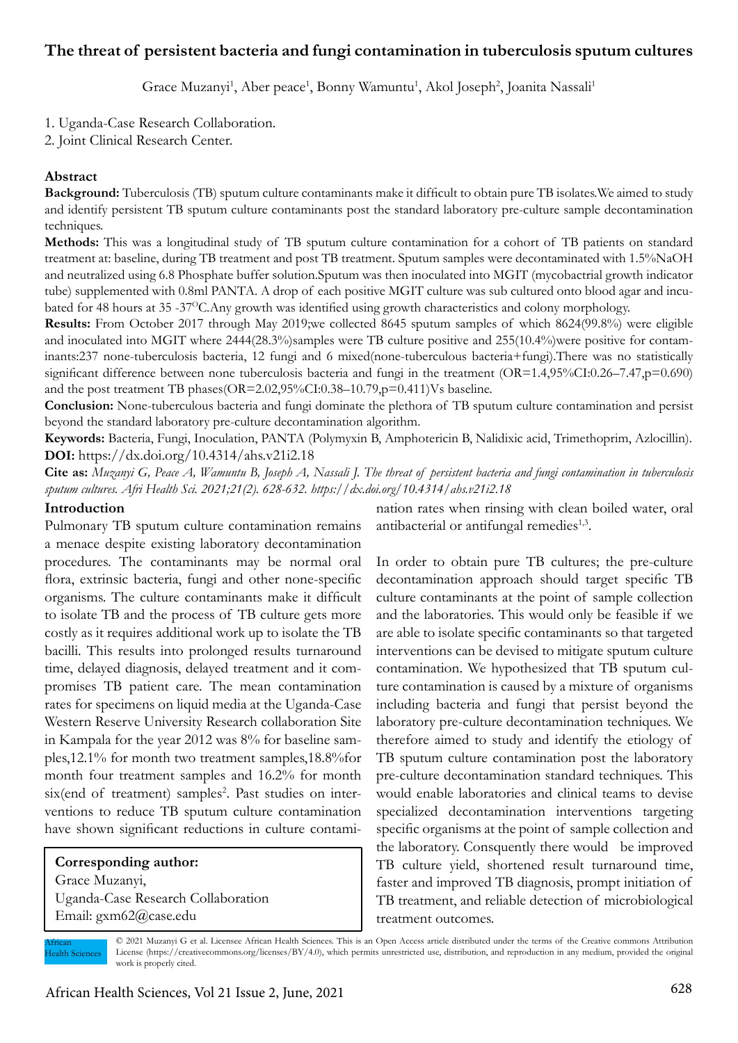# The threat of persistent bacteria and fungi contamination in tuberculosis sputum cultures

Grace Muzanyi[1], Aber peace[1], Bonny Wamuntu[1], Akol Joseph[2], Joanita Nassali[1]

1. Uganda-Case Research Collaboration.
2. Joint Clinical Research Center.

## Abstract

**Background:** Tuberculosis (TB) sputum culture contaminants make it difficult to obtain pure TB isolates.We aimed to study and identify persistent TB sputum culture contaminants post the standard laboratory pre-culture sample decontamination techniques.

**Methods:** This was a longitudinal study of TB sputum culture contamination for a cohort of TB patients on standard treatment at: baseline, during TB treatment and post TB treatment. Sputum samples were decontaminated with 1.5%NaOH and neutralized using 6.8 Phosphate buffer solution.Sputum was then inoculated into MGIT (mycobactrial growth indicator tube) supplemented with 0.8ml PANTA. A drop of each positive MGIT culture was sub cultured onto blood agar and incubated for 48 hours at 35 -37$^{O}$C.Any growth was identified using growth characteristics and colony morphology.

**Results:** From October 2017 through May 2019;we collected 8645 sputum samples of which 8624(99.8%) were eligible and inoculated into MGIT where 2444(28.3%)samples were TB culture positive and 255(10.4%)were positive for contaminants:237 none-tuberculosis bacteria, 12 fungi and 6 mixed(none-tuberculous bacteria+fungi).There was no statistically significant difference between none tuberculosis bacteria and fungi in the treatment (OR=1.4,95%CI:0.26–7.47,p=0.690) and the post treatment TB phases(OR=2.02,95%CI:0.38–10.79,p=0.411)Vs baseline.

**Conclusion:** None-tuberculous bacteria and fungi dominate the plethora of TB sputum culture contamination and persist beyond the standard laboratory pre-culture decontamination algorithm.

**Keywords:** Bacteria, Fungi, Inoculation, PANTA (Polymyxin B, Amphotericin B, Nalidixic acid, Trimethoprim, Azlocillin).

**DOI:** https://dx.doi.org/10.4314/ahs.v21i2.18

**Cite as:** *Muzanyi G, Peace A, Wamuntu B, Joseph A, Nassali J. The threat of persistent bacteria and fungi contamination in tuberculosis sputum cultures. Afri Health Sci. 2021;21(2). 628-632. https://dx.doi.org/10.4314/ahs.v21i2.18*

## Introduction

Pulmonary TB sputum culture contamination remains a menace despite existing laboratory decontamination procedures. The contaminants may be normal oral flora, extrinsic bacteria, fungi and other none-specific organisms. The culture contaminants make it difficult to isolate TB and the process of TB culture gets more costly as it requires additional work up to isolate the TB bacilli. This results into prolonged results turnaround time, delayed diagnosis, delayed treatment and it compromises TB patient care. The mean contamination rates for specimens on liquid media at the Uganda-Case Western Reserve University Research collaboration Site in Kampala for the year 2012 was 8% for baseline samples,12.1% for month two treatment samples,18.8%for month four treatment samples and 16.2% for month six(end of treatment) samples[2]. Past studies on interventions to reduce TB sputum culture contamination have shown significant reductions in culture contamination rates when rinsing with clean boiled water, oral antibacterial or antifungal remedies[1,3].

In order to obtain pure TB cultures; the pre-culture decontamination approach should target specific TB culture contaminants at the point of sample collection and the laboratories. This would only be feasible if we are able to isolate specific contaminants so that targeted interventions can be devised to mitigate sputum culture contamination. We hypothesized that TB sputum culture contamination is caused by a mixture of organisms including bacteria and fungi that persist beyond the laboratory pre-culture decontamination techniques. We therefore aimed to study and identify the etiology of TB sputum culture contamination post the laboratory pre-culture decontamination standard techniques. This would enable laboratories and clinical teams to devise specialized decontamination interventions targeting specific organisms at the point of sample collection and the laboratory. Consquently there would be improved TB culture yield, shortened result turnaround time, faster and improved TB diagnosis, prompt initiation of TB treatment, and reliable detection of microbiological treatment outcomes.

**Corresponding author:**
Grace Muzanyi,
Uganda-Case Research Collaboration
Email: gxm62@case.edu

© 2021 Muzanyi G et al. Licensee African Health Sciences. This is an Open Access article distributed under the terms of the Creative commons Attribution License (https://creativecommons.org/licenses/BY/4.0), which permits unrestricted use, distribution, and reproduction in any medium, provided the original work is properly cited.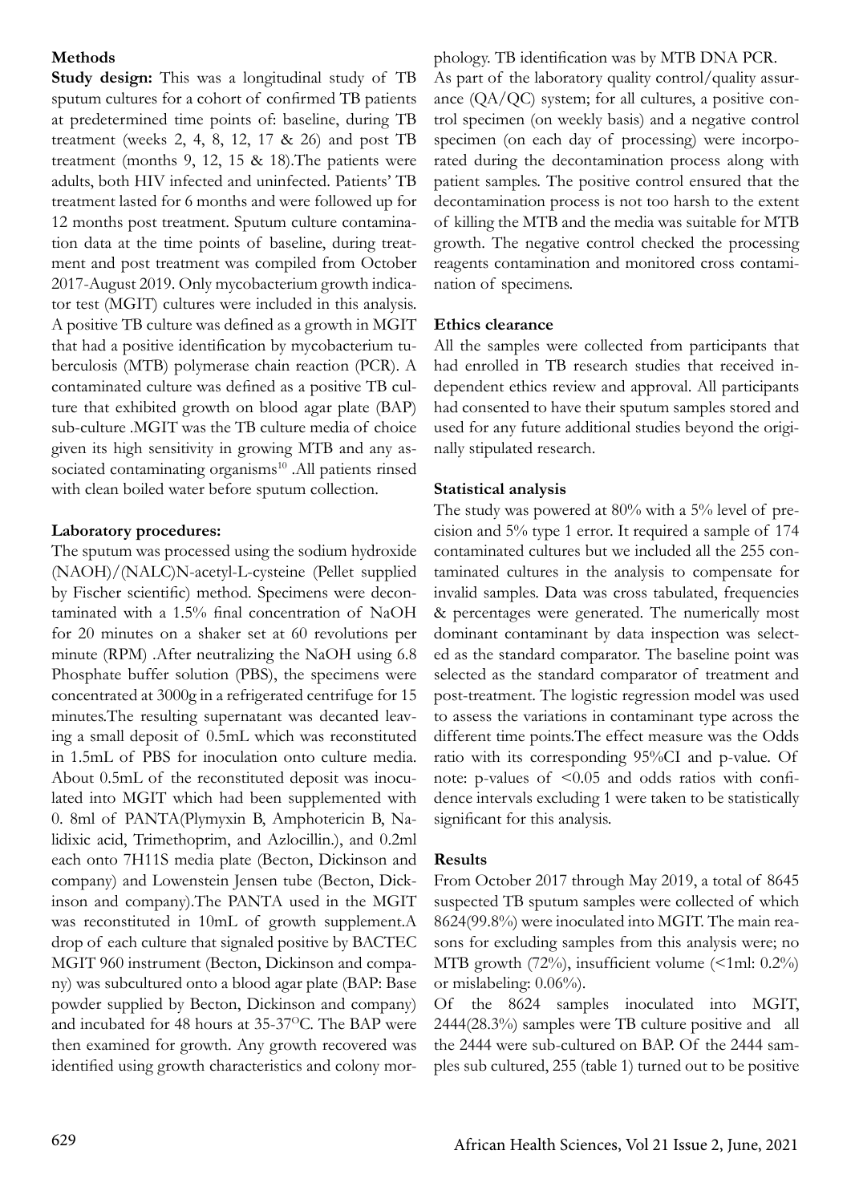## Methods

**Study design:** This was a longitudinal study of TB sputum cultures for a cohort of confirmed TB patients at predetermined time points of: baseline, during TB treatment (weeks 2, 4, 8, 12, 17 & 26) and post TB treatment (months 9, 12, 15 & 18).The patients were adults, both HIV infected and uninfected. Patients' TB treatment lasted for 6 months and were followed up for 12 months post treatment. Sputum culture contamination data at the time points of baseline, during treatment and post treatment was compiled from October 2017-August 2019. Only mycobacterium growth indicator test (MGIT) cultures were included in this analysis. A positive TB culture was defined as a growth in MGIT that had a positive identification by mycobacterium tuberculosis (MTB) polymerase chain reaction (PCR). A contaminated culture was defined as a positive TB culture that exhibited growth on blood agar plate (BAP) sub-culture .MGIT was the TB culture media of choice given its high sensitivity in growing MTB and any associated contaminating organisms[10] .All patients rinsed with clean boiled water before sputum collection.

**Laboratory procedures:**

The sputum was processed using the sodium hydroxide (NAOH)/(NALC)N-acetyl-L-cysteine (Pellet supplied by Fischer scientific) method. Specimens were decontaminated with a 1.5% final concentration of NaOH for 20 minutes on a shaker set at 60 revolutions per minute (RPM) .After neutralizing the NaOH using 6.8 Phosphate buffer solution (PBS), the specimens were concentrated at 3000g in a refrigerated centrifuge for 15 minutes.The resulting supernatant was decanted leaving a small deposit of 0.5mL which was reconstituted in 1.5mL of PBS for inoculation onto culture media. About 0.5mL of the reconstituted deposit was inoculated into MGIT which had been supplemented with 0. 8ml of PANTA(Plymyxin B, Amphotericin B, Nalidixic acid, Trimethoprim, and Azlocillin.), and 0.2ml each onto 7H11S media plate (Becton, Dickinson and company) and Lowenstein Jensen tube (Becton, Dickinson and company).The PANTA used in the MGIT was reconstituted in 10mL of growth supplement.A drop of each culture that signaled positive by BACTEC MGIT 960 instrument (Becton, Dickinson and company) was subcultured onto a blood agar plate (BAP: Base powder supplied by Becton, Dickinson and company) and incubated for 48 hours at 35-37$^{O}$C. The BAP were then examined for growth. Any growth recovered was identified using growth characteristics and colony morphology. TB identification was by MTB DNA PCR.

As part of the laboratory quality control/quality assurance (QA/QC) system; for all cultures, a positive control specimen (on weekly basis) and a negative control specimen (on each day of processing) were incorporated during the decontamination process along with patient samples. The positive control ensured that the decontamination process is not too harsh to the extent of killing the MTB and the media was suitable for MTB growth. The negative control checked the processing reagents contamination and monitored cross contamination of specimens.

**Ethics clearance**

All the samples were collected from participants that had enrolled in TB research studies that received independent ethics review and approval. All participants had consented to have their sputum samples stored and used for any future additional studies beyond the originally stipulated research.

**Statistical analysis**

The study was powered at 80% with a 5% level of precision and 5% type 1 error. It required a sample of 174 contaminated cultures but we included all the 255 contaminated cultures in the analysis to compensate for invalid samples. Data was cross tabulated, frequencies & percentages were generated. The numerically most dominant contaminant by data inspection was selected as the standard comparator. The baseline point was selected as the standard comparator of treatment and post-treatment. The logistic regression model was used to assess the variations in contaminant type across the different time points.The effect measure was the Odds ratio with its corresponding 95%CI and p-value. Of note: p-values of $<0.05$ and odds ratios with confidence intervals excluding 1 were taken to be statistically significant for this analysis.

## Results

From October 2017 through May 2019, a total of 8645 suspected TB sputum samples were collected of which 8624(99.8%) were inoculated into MGIT. The main reasons for excluding samples from this analysis were; no MTB growth (72%), insufficient volume (<1ml: 0.2%) or mislabeling: 0.06%).

Of the 8624 samples inoculated into MGIT, 2444(28.3%) samples were TB culture positive and all the 2444 were sub-cultured on BAP. Of the 2444 samples sub cultured, 255 (table 1) turned out to be positive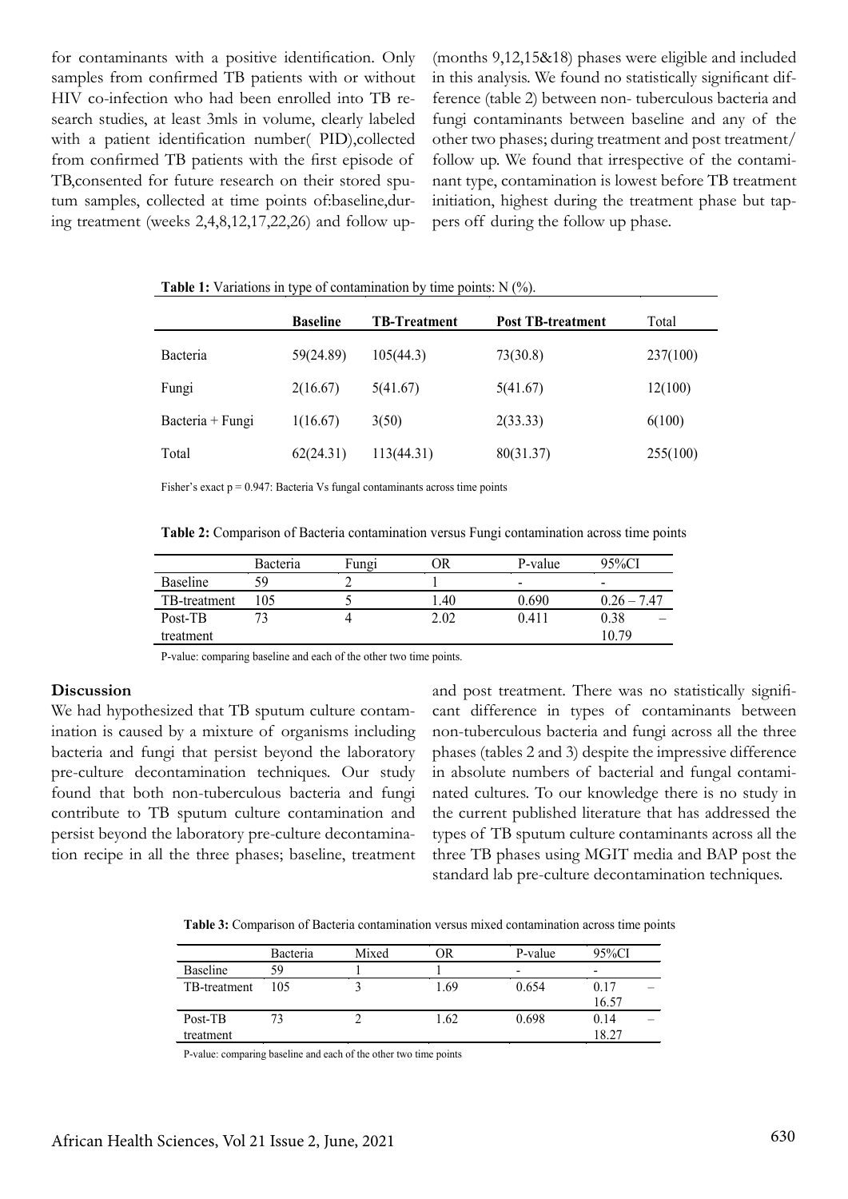for contaminants with a positive identification. Only samples from confirmed TB patients with or without HIV co-infection who had been enrolled into TB research studies, at least 3mls in volume, clearly labeled with a patient identification number( PID),collected from confirmed TB patients with the first episode of TB,consented for future research on their stored sputum samples, collected at time points of:baseline,during treatment (weeks 2,4,8,12,17,22,26) and follow up-(months 9,12,15&18) phases were eligible and included in this analysis. We found no statistically significant difference (table 2) between non- tuberculous bacteria and fungi contaminants between baseline and any of the other two phases; during treatment and post treatment/ follow up. We found that irrespective of the contaminant type, contamination is lowest before TB treatment initiation, highest during the treatment phase but tappers off during the follow up phase.

**Table 1:** Variations in type of contamination by time points: N (%).

| | **Baseline** | **TB-Treatment** | **Post TB-treatment** | Total |
|---|---|---|---|---|
| Bacteria | 59(24.89) | 105(44.3) | 73(30.8) | 237(100) |
| Fungi | 2(16.67) | 5(41.67) | 5(41.67) | 12(100) |
| Bacteria + Fungi | 1(16.67) | 3(50) | 2(33.33) | 6(100) |
| Total | 62(24.31) | 113(44.31) | 80(31.37) | 255(100) |

Fisher's exact p = 0.947: Bacteria Vs fungal contaminants across time points

**Table 2:** Comparison of Bacteria contamination versus Fungi contamination across time points

| | Bacteria | Fungi | OR | P-value | 95%CI |
|---|---|---|---|---|---|
| Baseline | 59 | 2 | 1 | - | - |
| TB-treatment | 105 | 5 | 1.40 | 0.690 | 0.26 – 7.47 |
| Post-TB treatment | 73 | 4 | 2.02 | 0.411 | 0.38 – 10.79 |

P-value: comparing baseline and each of the other two time points.

## Discussion

We had hypothesized that TB sputum culture contamination is caused by a mixture of organisms including bacteria and fungi that persist beyond the laboratory pre-culture decontamination techniques. Our study found that both non-tuberculous bacteria and fungi contribute to TB sputum culture contamination and persist beyond the laboratory pre-culture decontamination recipe in all the three phases; baseline, treatment and post treatment. There was no statistically significant difference in types of contaminants between non-tuberculous bacteria and fungi across all the three phases (tables 2 and 3) despite the impressive difference in absolute numbers of bacterial and fungal contaminated cultures. To our knowledge there is no study in the current published literature that has addressed the types of TB sputum culture contaminants across all the three TB phases using MGIT media and BAP post the standard lab pre-culture decontamination techniques.

**Table 3:** Comparison of Bacteria contamination versus mixed contamination across time points

| | Bacteria | Mixed | OR | P-value | 95%CI |
|---|---|---|---|---|---|
| Baseline | 59 | 1 | 1 | - | - |
| TB-treatment | 105 | 3 | 1.69 | 0.654 | 0.17 – 16.57 |
| Post-TB treatment | 73 | 2 | 1.62 | 0.698 | 0.14 – 18.27 |

P-value: comparing baseline and each of the other two time points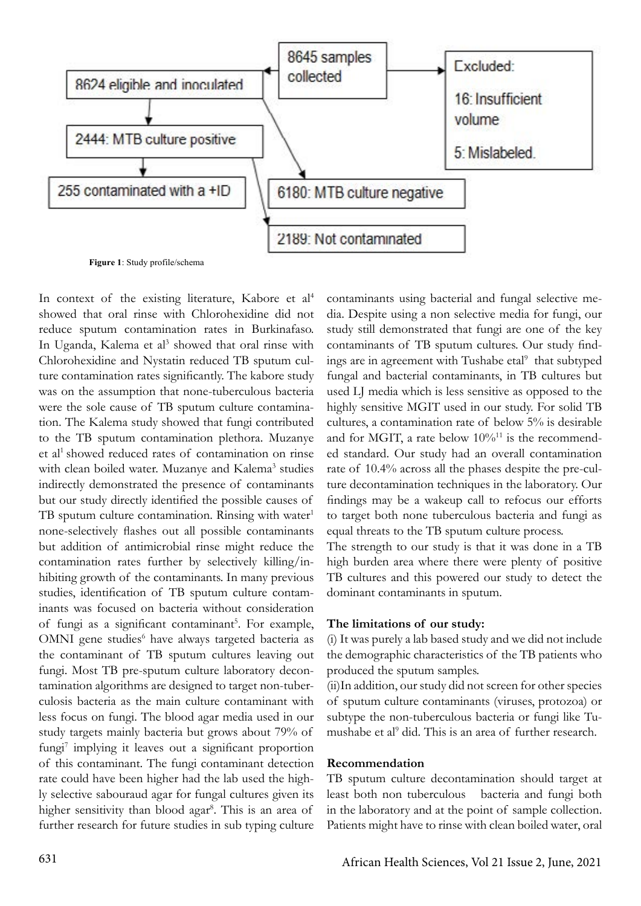8645 samples collected

8624 eligible and inoculated

Excluded:

16: Insufficient volume

5: Mislabeled.

2444: MTB culture positive

6180: MTB culture negative

255 contaminated with a +ID

2189: Not contaminated

**Figure 1**: Study profile/schema

In context of the existing literature, Kabore et al[4] showed that oral rinse with Chlorohexidine did not reduce sputum contamination rates in Burkinafaso. In Uganda, Kalema et al[3] showed that oral rinse with Chlorohexidine and Nystatin reduced TB sputum culture contamination rates significantly. The kabore study was on the assumption that none-tuberculous bacteria were the sole cause of TB sputum culture contamination. The Kalema study showed that fungi contributed to the TB sputum contamination plethora. Muzanye et al[1] showed reduced rates of contamination on rinse with clean boiled water. Muzanye and Kalema[3] studies indirectly demonstrated the presence of contaminants but our study directly identified the possible causes of TB sputum culture contamination. Rinsing with water[1] none-selectively flashes out all possible contaminants but addition of antimicrobial rinse might reduce the contamination rates further by selectively killing/inhibiting growth of the contaminants. In many previous studies, identification of TB sputum culture contaminants was focused on bacteria without consideration of fungi as a significant contaminant[5]. For example, OMNI gene studies[6] have always targeted bacteria as the contaminant of TB sputum cultures leaving out fungi. Most TB pre-sputum culture laboratory decontamination algorithms are designed to target non-tuberculosis bacteria as the main culture contaminant with less focus on fungi. The blood agar media used in our study targets mainly bacteria but grows about 79% of fungi[7] implying it leaves out a significant proportion of this contaminant. The fungi contaminant detection rate could have been higher had the lab used the highly selective sabouraud agar for fungal cultures given its higher sensitivity than blood agar[8]. This is an area of further research for future studies in sub typing culture contaminants using bacterial and fungal selective media. Despite using a non selective media for fungi, our study still demonstrated that fungi are one of the key contaminants of TB sputum cultures. Our study findings are in agreement with Tushabe etal[9] that subtyped fungal and bacterial contaminants, in TB cultures but used LJ media which is less sensitive as opposed to the highly sensitive MGIT used in our study. For solid TB cultures, a contamination rate of below 5% is desirable and for MGIT, a rate below 10%[11] is the recommended standard. Our study had an overall contamination rate of 10.4% across all the phases despite the pre-culture decontamination techniques in the laboratory. Our findings may be a wakeup call to refocus our efforts to target both none tuberculous bacteria and fungi as equal threats to the TB sputum culture process.

The strength to our study is that it was done in a TB high burden area where there were plenty of positive TB cultures and this powered our study to detect the dominant contaminants in sputum.

**The limitations of our study:**

(i) It was purely a lab based study and we did not include the demographic characteristics of the TB patients who produced the sputum samples.

(ii)In addition, our study did not screen for other species of sputum culture contaminants (viruses, protozoa) or subtype the non-tuberculous bacteria or fungi like Tumushabe et al[9] did. This is an area of further research.

**Recommendation**

TB sputum culture decontamination should target at least both non tuberculous bacteria and fungi both in the laboratory and at the point of sample collection. Patients might have to rinse with clean boiled water, oral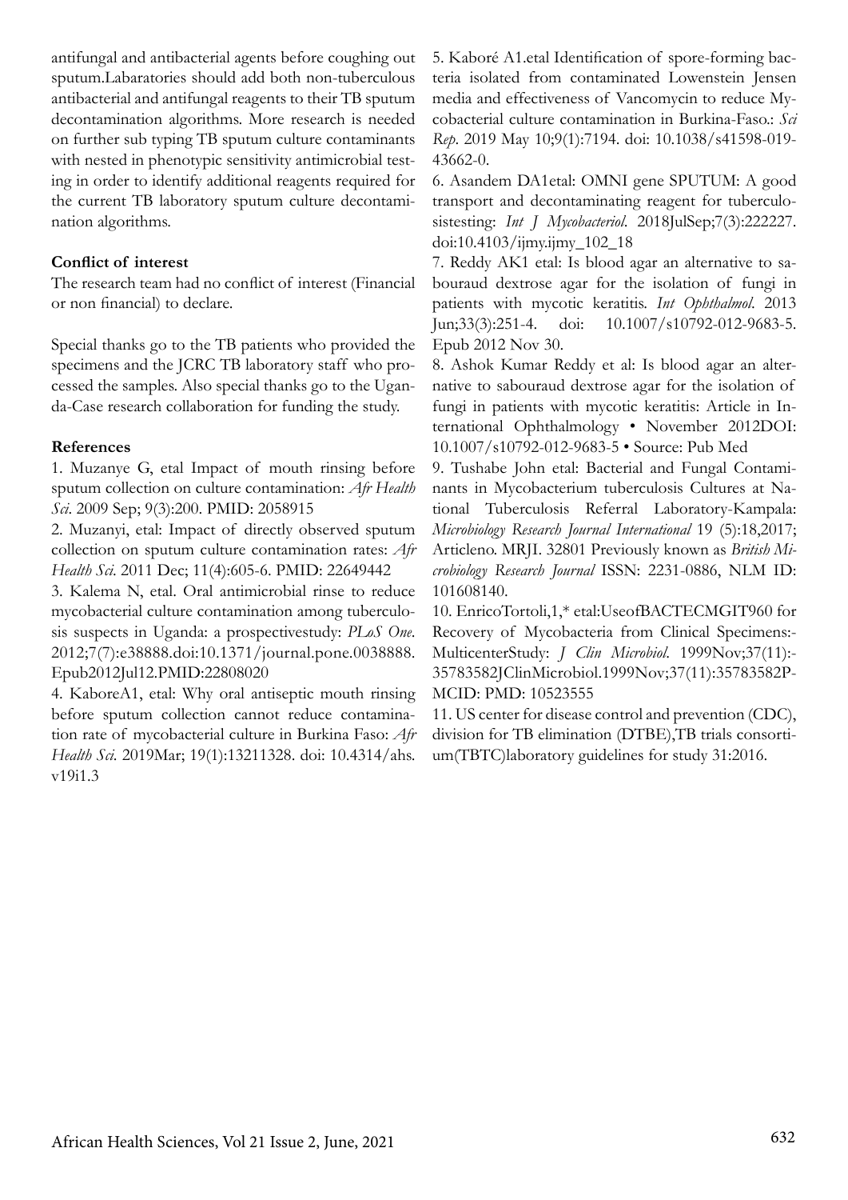antifungal and antibacterial agents before coughing out sputum.Labaratories should add both non-tuberculous antibacterial and antifungal reagents to their TB sputum decontamination algorithms. More research is needed on further sub typing TB sputum culture contaminants with nested in phenotypic sensitivity antimicrobial testing in order to identify additional reagents required for the current TB laboratory sputum culture decontamination algorithms.

**Conflict of interest**

The research team had no conflict of interest (Financial or non financial) to declare.

Special thanks go to the TB patients who provided the specimens and the JCRC TB laboratory staff who processed the samples. Also special thanks go to the Uganda-Case research collaboration for funding the study.

**References**

1. Muzanye G, etal Impact of mouth rinsing before sputum collection on culture contamination: *Afr Health Sci*. 2009 Sep; 9(3):200. PMID: 2058915
2. Muzanyi, etal: Impact of directly observed sputum collection on sputum culture contamination rates: *Afr Health Sci*. 2011 Dec; 11(4):605-6. PMID: 22649442
3. Kalema N, etal. Oral antimicrobial rinse to reduce mycobacterial culture contamination among tuberculosis suspects in Uganda: a prospectivestudy: *PLoS One*. 2012;7(7):e38888.doi:10.1371/journal.pone.0038888. Epub2012Jul12.PMID:22808020
4. KaboreA1, etal: Why oral antiseptic mouth rinsing before sputum collection cannot reduce contamination rate of mycobacterial culture in Burkina Faso: *Afr Health Sci*. 2019Mar; 19(1):13211328. doi: 10.4314/ahs.v19i1.3
5. Kaboré A1.etal Identification of spore-forming bacteria isolated from contaminated Lowenstein Jensen media and effectiveness of Vancomycin to reduce Mycobacterial culture contamination in Burkina-Faso.: *Sci Rep*. 2019 May 10;9(1):7194. doi: 10.1038/s41598-019-43662-0.
6. Asandem DA1etal: OMNI gene SPUTUM: A good transport and decontaminating reagent for tuberculosistesting: *Int J Mycobacteriol*. 2018JulSep;7(3):222227. doi:10.4103/ijmy.ijmy_102_18
7. Reddy AK1 etal: Is blood agar an alternative to sabouraud dextrose agar for the isolation of fungi in patients with mycotic keratitis. *Int Ophthalmol*. 2013 Jun;33(3):251-4. doi: 10.1007/s10792-012-9683-5. Epub 2012 Nov 30.
8. Ashok Kumar Reddy et al: Is blood agar an alternative to sabouraud dextrose agar for the isolation of fungi in patients with mycotic keratitis: Article in International Ophthalmology • November 2012DOI: 10.1007/s10792-012-9683-5 • Source: Pub Med
9. Tushabe John etal: Bacterial and Fungal Contaminants in Mycobacterium tuberculosis Cultures at National Tuberculosis Referral Laboratory-Kampala: *Microbiology Research Journal International* 19 (5):18,2017; Articleno. MRJI. 32801 Previously known as *British Microbiology Research Journal* ISSN: 2231-0886, NLM ID: 101608140.
10. EnricoTortoli,1,* etal:UseofBACTECMGIT960 for Recovery of Mycobacteria from Clinical Specimens:-MulticenterStudy: *J Clin Microbiol*. 1999Nov;37(11):-35783582JClinMicrobiol.1999Nov;37(11):35783582P-MCID: PMD: 10523555
11. US center for disease control and prevention (CDC), division for TB elimination (DTBE),TB trials consortium(TBTC)laboratory guidelines for study 31:2016.